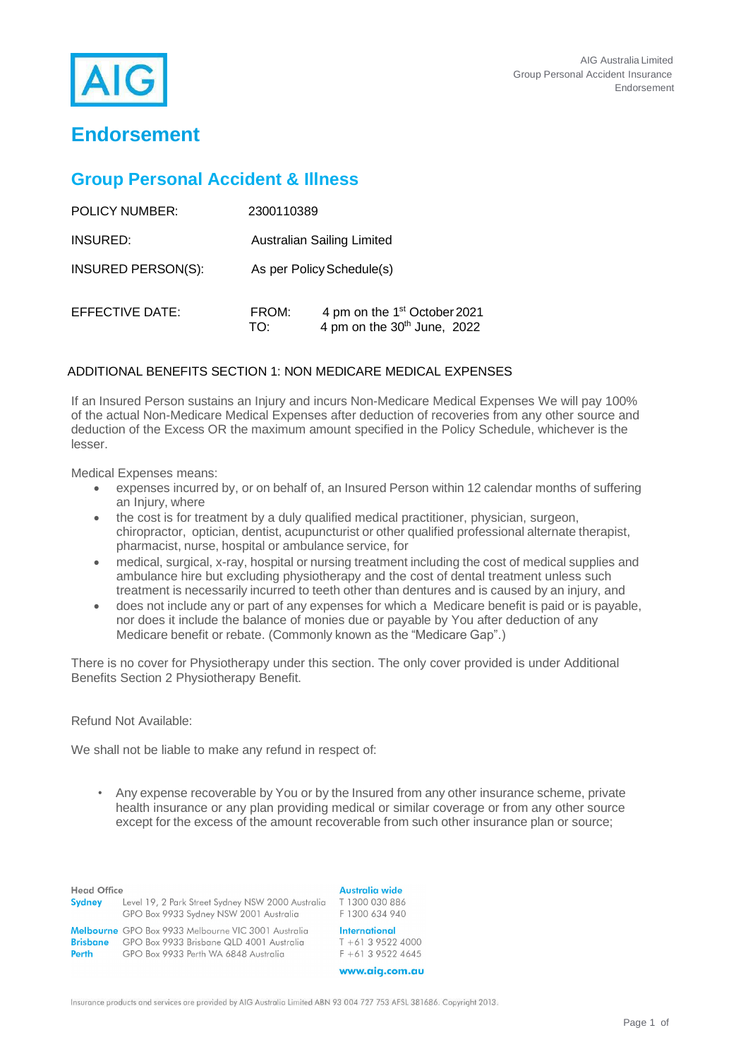AIG Australia Limited
Group Personal Accident Insurance
Endorsement

# Endorsement

## Group Personal Accident & Illness

| | | |
|---|---|---|
| POLICY NUMBER: | 2300110389 | |
| INSURED: | Australian Sailing Limited | |
| INSURED PERSON(S): | As per Policy Schedule(s) | |
| EFFECTIVE DATE: | FROM: | 4 pm on the 1st October 2021 |
| | TO: | 4 pm on the 30th June, 2022 |

### ADDITIONAL BENEFITS SECTION 1: NON MEDICARE MEDICAL EXPENSES

If an Insured Person sustains an Injury and incurs Non-Medicare Medical Expenses We will pay 100% of the actual Non-Medicare Medical Expenses after deduction of recoveries from any other source and deduction of the Excess OR the maximum amount specified in the Policy Schedule, whichever is the lesser.

Medical Expenses means:

- expenses incurred by, or on behalf of, an Insured Person within 12 calendar months of suffering an Injury, where
- the cost is for treatment by a duly qualified medical practitioner, physician, surgeon, chiropractor, optician, dentist, acupuncturist or other qualified professional alternate therapist, pharmacist, nurse, hospital or ambulance service, for
- medical, surgical, x-ray, hospital or nursing treatment including the cost of medical supplies and ambulance hire but excluding physiotherapy and the cost of dental treatment unless such treatment is necessarily incurred to teeth other than dentures and is caused by an injury, and
- does not include any or part of any expenses for which a Medicare benefit is paid or is payable, nor does it include the balance of monies due or payable by You after deduction of any Medicare benefit or rebate. (Commonly known as the "Medicare Gap".)

There is no cover for Physiotherapy under this section. The only cover provided is under Additional Benefits Section 2 Physiotherapy Benefit.

Refund Not Available:

We shall not be liable to make any refund in respect of:

- Any expense recoverable by You or by the Insured from any other insurance scheme, private health insurance or any plan providing medical or similar coverage or from any other source except for the excess of the amount recoverable from such other insurance plan or source;

Head Office
Sydney Level 19, 2 Park Street Sydney NSW 2000 Australia
GPO Box 9933 Sydney NSW 2001 Australia
Melbourne GPO Box 9933 Melbourne VIC 3001 Australia
Brisbane GPO Box 9933 Brisbane QLD 4001 Australia
Perth GPO Box 9933 Perth WA 6848 Australia

Australia wide
T 1300 030 886
F 1300 634 940

International
T +61 3 9522 4000
F +61 3 9522 4645

www.aig.com.au

Insurance products and services are provided by AIG Australia Limited ABN 93 004 727 753 AFSL 381686. Copyright 2013.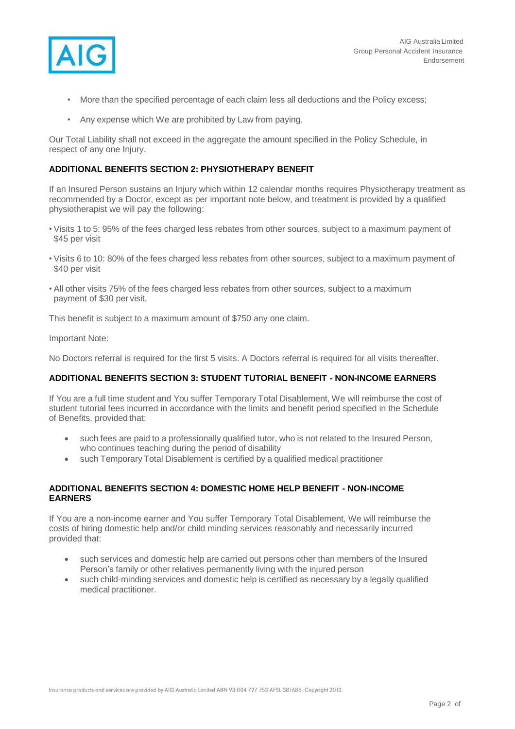- More than the specified percentage of each claim less all deductions and the Policy excess;
- Any expense which We are prohibited by Law from paying.

Our Total Liability shall not exceed in the aggregate the amount specified in the Policy Schedule, in respect of any one Injury.

**ADDITIONAL BENEFITS SECTION 2: PHYSIOTHERAPY BENEFIT**

If an Insured Person sustains an Injury which within 12 calendar months requires Physiotherapy treatment as recommended by a Doctor, except as per important note below, and treatment is provided by a qualified physiotherapist we will pay the following:

- Visits 1 to 5: 95% of the fees charged less rebates from other sources, subject to a maximum payment of $45 per visit
- Visits 6 to 10: 80% of the fees charged less rebates from other sources, subject to a maximum payment of $40 per visit
- All other visits 75% of the fees charged less rebates from other sources, subject to a maximum payment of $30 per visit.

This benefit is subject to a maximum amount of $750 any one claim.

Important Note:

No Doctors referral is required for the first 5 visits. A Doctors referral is required for all visits thereafter.

**ADDITIONAL BENEFITS SECTION 3: STUDENT TUTORIAL BENEFIT - NON-INCOME EARNERS**

If You are a full time student and You suffer Temporary Total Disablement, We will reimburse the cost of student tutorial fees incurred in accordance with the limits and benefit period specified in the Schedule of Benefits, provided that:

- such fees are paid to a professionally qualified tutor, who is not related to the Insured Person, who continues teaching during the period of disability
- such Temporary Total Disablement is certified by a qualified medical practitioner

**ADDITIONAL BENEFITS SECTION 4: DOMESTIC HOME HELP BENEFIT - NON-INCOME EARNERS**

If You are a non-income earner and You suffer Temporary Total Disablement, We will reimburse the costs of hiring domestic help and/or child minding services reasonably and necessarily incurred provided that:

- such services and domestic help are carried out persons other than members of the Insured Person's family or other relatives permanently living with the injured person
- such child-minding services and domestic help is certified as necessary by a legally qualified medical practitioner.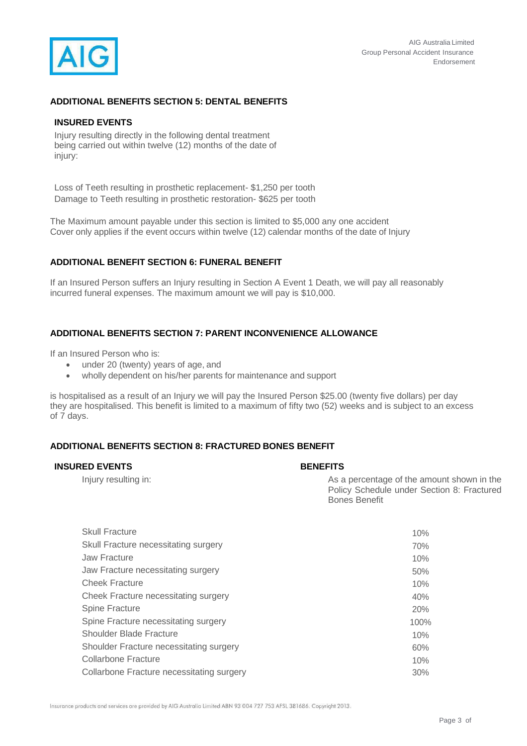## ADDITIONAL BENEFITS SECTION 5: DENTAL BENEFITS

### INSURED EVENTS

Injury resulting directly in the following dental treatment being carried out within twelve (12) months of the date of injury:

Loss of Teeth resulting in prosthetic replacement- $1,250 per tooth
Damage to Teeth resulting in prosthetic restoration- $625 per tooth

The Maximum amount payable under this section is limited to $5,000 any one accident
Cover only applies if the event occurs within twelve (12) calendar months of the date of Injury

## ADDITIONAL BENEFIT SECTION 6: FUNERAL BENEFIT

If an Insured Person suffers an Injury resulting in Section A Event 1 Death, we will pay all reasonably incurred funeral expenses. The maximum amount we will pay is $10,000.

## ADDITIONAL BENEFITS SECTION 7: PARENT INCONVENIENCE ALLOWANCE

If an Insured Person who is:

- under 20 (twenty) years of age, and
- wholly dependent on his/her parents for maintenance and support

is hospitalised as a result of an Injury we will pay the Insured Person $25.00 (twenty five dollars) per day they are hospitalised. This benefit is limited to a maximum of fifty two (52) weeks and is subject to an excess of 7 days.

## ADDITIONAL BENEFITS SECTION 8: FRACTURED BONES BENEFIT

| INSURED EVENTS<br>Injury resulting in: | BENEFITS<br>As a percentage of the amount shown in the Policy Schedule under Section 8: Fractured Bones Benefit |
|---|---|
| Skull Fracture | 10% |
| Skull Fracture necessitating surgery | 70% |
| Jaw Fracture | 10% |
| Jaw Fracture necessitating surgery | 50% |
| Cheek Fracture | 10% |
| Cheek Fracture necessitating surgery | 40% |
| Spine Fracture | 20% |
| Spine Fracture necessitating surgery | 100% |
| Shoulder Blade Fracture | 10% |
| Shoulder Fracture necessitating surgery | 60% |
| Collarbone Fracture | 10% |
| Collarbone Fracture necessitating surgery | 30% |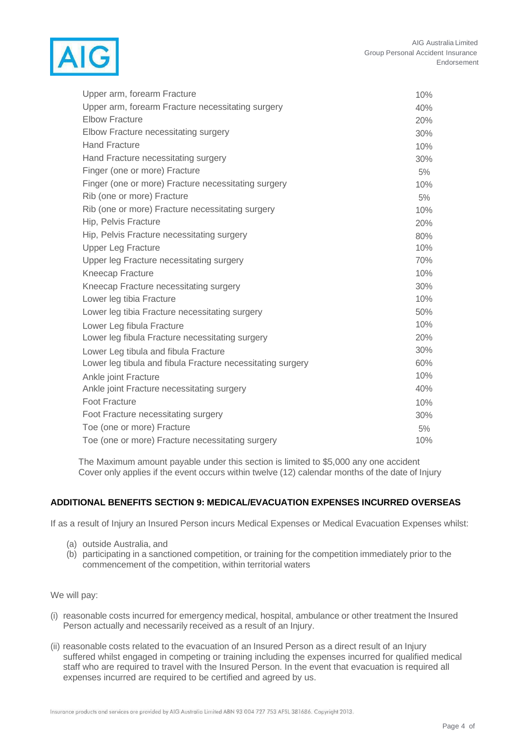| | |
|---|---|
| Upper arm, forearm Fracture | 10% |
| Upper arm, forearm Fracture necessitating surgery | 40% |
| Elbow Fracture | 20% |
| Elbow Fracture necessitating surgery | 30% |
| Hand Fracture | 10% |
| Hand Fracture necessitating surgery | 30% |
| Finger (one or more) Fracture | 5% |
| Finger (one or more) Fracture necessitating surgery | 10% |
| Rib (one or more) Fracture | 5% |
| Rib (one or more) Fracture necessitating surgery | 10% |
| Hip, Pelvis Fracture | 20% |
| Hip, Pelvis Fracture necessitating surgery | 80% |
| Upper Leg Fracture | 10% |
| Upper leg Fracture necessitating surgery | 70% |
| Kneecap Fracture | 10% |
| Kneecap Fracture necessitating surgery | 30% |
| Lower leg tibia Fracture | 10% |
| Lower leg tibia Fracture necessitating surgery | 50% |
| Lower Leg fibula Fracture | 10% |
| Lower leg fibula Fracture necessitating surgery | 20% |
| Lower Leg tibula and fibula Fracture | 30% |
| Lower leg tibula and fibula Fracture necessitating surgery | 60% |
| Ankle joint Fracture | 10% |
| Ankle joint Fracture necessitating surgery | 40% |
| Foot Fracture | 10% |
| Foot Fracture necessitating surgery | 30% |
| Toe (one or more) Fracture | 5% |
| Toe (one or more) Fracture necessitating surgery | 10% |

The Maximum amount payable under this section is limited to $5,000 any one accident
Cover only applies if the event occurs within twelve (12) calendar months of the date of Injury

### ADDITIONAL BENEFITS SECTION 9: MEDICAL/EVACUATION EXPENSES INCURRED OVERSEAS

If as a result of Injury an Insured Person incurs Medical Expenses or Medical Evacuation Expenses whilst:

(a) outside Australia, and
(b) participating in a sanctioned competition, or training for the competition immediately prior to the commencement of the competition, within territorial waters

We will pay:

(i) reasonable costs incurred for emergency medical, hospital, ambulance or other treatment the Insured Person actually and necessarily received as a result of an Injury.

(ii) reasonable costs related to the evacuation of an Insured Person as a direct result of an Injury suffered whilst engaged in competing or training including the expenses incurred for qualified medical staff who are required to travel with the Insured Person. In the event that evacuation is required all expenses incurred are required to be certified and agreed by us.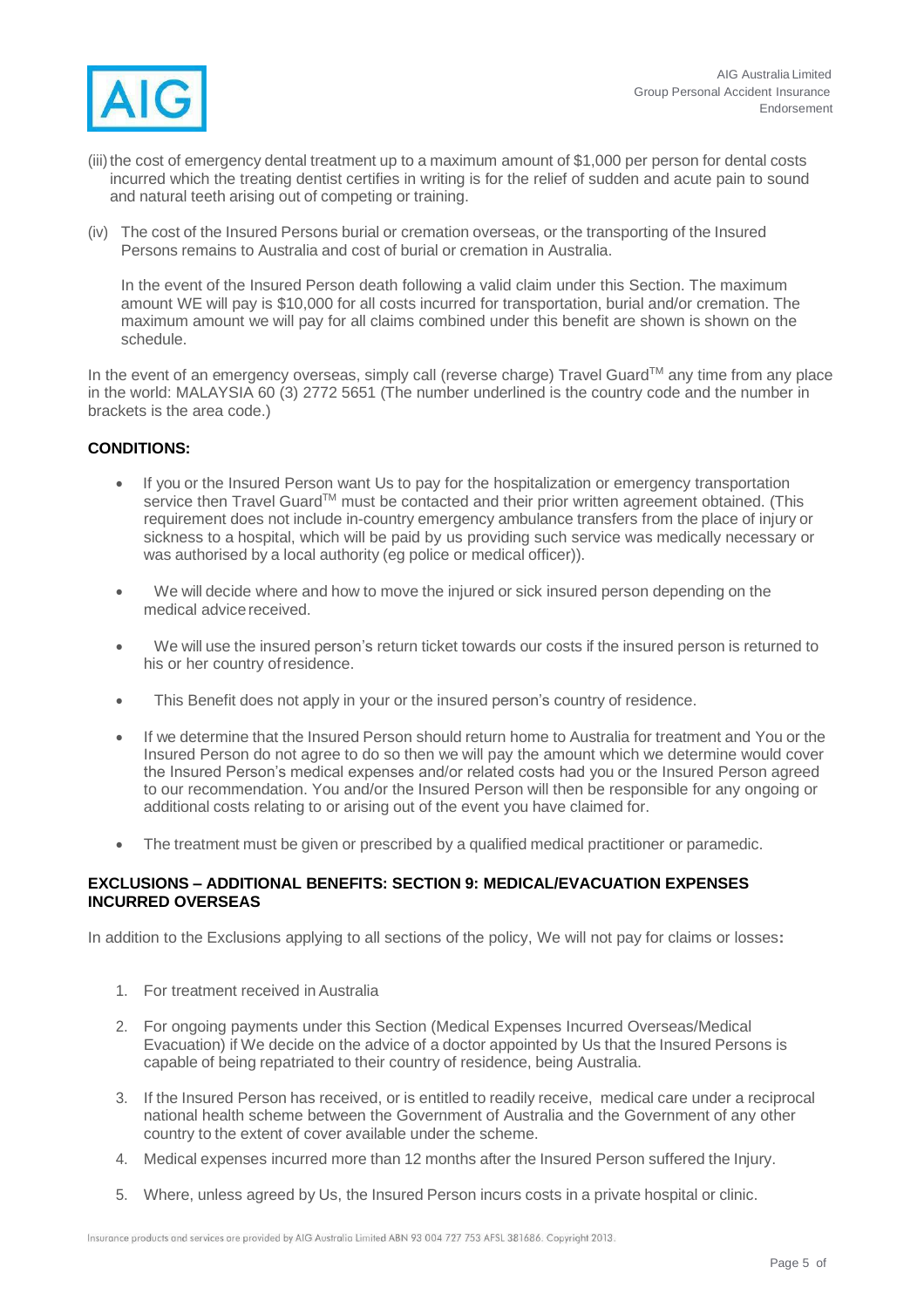(iii) the cost of emergency dental treatment up to a maximum amount of $1,000 per person for dental costs incurred which the treating dentist certifies in writing is for the relief of sudden and acute pain to sound and natural teeth arising out of competing or training.

(iv) The cost of the Insured Persons burial or cremation overseas, or the transporting of the Insured Persons remains to Australia and cost of burial or cremation in Australia.

In the event of the Insured Person death following a valid claim under this Section. The maximum amount WE will pay is $10,000 for all costs incurred for transportation, burial and/or cremation. The maximum amount we will pay for all claims combined under this benefit are shown is shown on the schedule.

In the event of an emergency overseas, simply call (reverse charge) Travel Guard™ any time from any place in the world: MALAYSIA 60 (3) 2772 5651 (The number underlined is the country code and the number in brackets is the area code.)

**CONDITIONS:**

- If you or the Insured Person want Us to pay for the hospitalization or emergency transportation service then Travel Guard™ must be contacted and their prior written agreement obtained. (This requirement does not include in-country emergency ambulance transfers from the place of injury or sickness to a hospital, which will be paid by us providing such service was medically necessary or was authorised by a local authority (eg police or medical officer)).
- We will decide where and how to move the injured or sick insured person depending on the medical advice received.
- We will use the insured person's return ticket towards our costs if the insured person is returned to his or her country of residence.
- This Benefit does not apply in your or the insured person's country of residence.
- If we determine that the Insured Person should return home to Australia for treatment and You or the Insured Person do not agree to do so then we will pay the amount which we determine would cover the Insured Person's medical expenses and/or related costs had you or the Insured Person agreed to our recommendation. You and/or the Insured Person will then be responsible for any ongoing or additional costs relating to or arising out of the event you have claimed for.
- The treatment must be given or prescribed by a qualified medical practitioner or paramedic.

**EXCLUSIONS – ADDITIONAL BENEFITS: SECTION 9: MEDICAL/EVACUATION EXPENSES INCURRED OVERSEAS**

In addition to the Exclusions applying to all sections of the policy, We will not pay for claims or losses**:**

1. For treatment received in Australia
2. For ongoing payments under this Section (Medical Expenses Incurred Overseas/Medical Evacuation) if We decide on the advice of a doctor appointed by Us that the Insured Persons is capable of being repatriated to their country of residence, being Australia.
3. If the Insured Person has received, or is entitled to readily receive, medical care under a reciprocal national health scheme between the Government of Australia and the Government of any other country to the extent of cover available under the scheme.
4. Medical expenses incurred more than 12 months after the Insured Person suffered the Injury.
5. Where, unless agreed by Us, the Insured Person incurs costs in a private hospital or clinic.

Insurance products and services are provided by AIG Australia Limited ABN 93 004 727 753 AFSL 381686. Copyright 2013.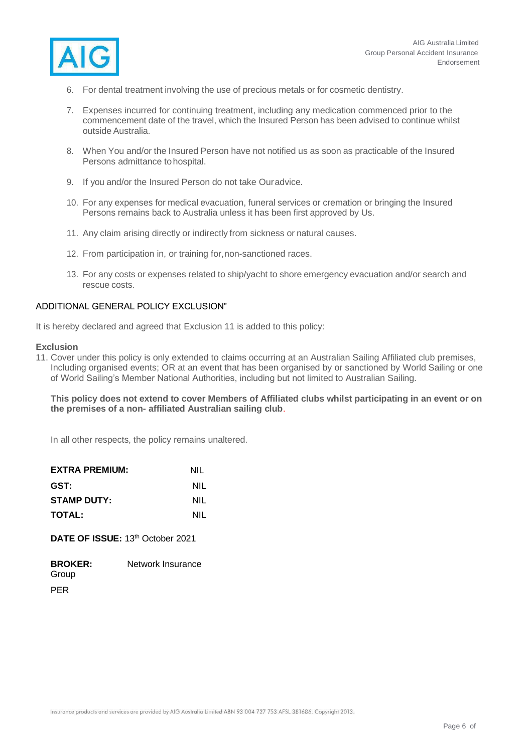6. For dental treatment involving the use of precious metals or for cosmetic dentistry.

7. Expenses incurred for continuing treatment, including any medication commenced prior to the commencement date of the travel, which the Insured Person has been advised to continue whilst outside Australia.

8. When You and/or the Insured Person have not notified us as soon as practicable of the Insured Persons admittance to hospital.

9. If you and/or the Insured Person do not take Our advice.

10. For any expenses for medical evacuation, funeral services or cremation or bringing the Insured Persons remains back to Australia unless it has been first approved by Us.

11. Any claim arising directly or indirectly from sickness or natural causes.

12. From participation in, or training for, non-sanctioned races.

13. For any costs or expenses related to ship/yacht to shore emergency evacuation and/or search and rescue costs.

ADDITIONAL GENERAL POLICY EXCLUSION"

It is hereby declared and agreed that Exclusion 11 is added to this policy:

**Exclusion**

11. Cover under this policy is only extended to claims occurring at an Australian Sailing Affiliated club premises, Including organised events; OR at an event that has been organised by or sanctioned by World Sailing or one of World Sailing's Member National Authorities, including but not limited to Australian Sailing.

**This policy does not extend to cover Members of Affiliated clubs whilst participating in an event or on the premises of a non- affiliated Australian sailing club**.

In all other respects, the policy remains unaltered.

| | |
|---|---|
| **EXTRA PREMIUM:** | NIL |
| **GST:** | NIL |
| **STAMP DUTY:** | NIL |
| **TOTAL:** | NIL |

**DATE OF ISSUE:** 13th October 2021

**BROKER:** Network Insurance Group

PER

Insurance products and services are provided by AIG Australia Limited ABN 93 004 727 753 AFSL 381686. Copyright 2013.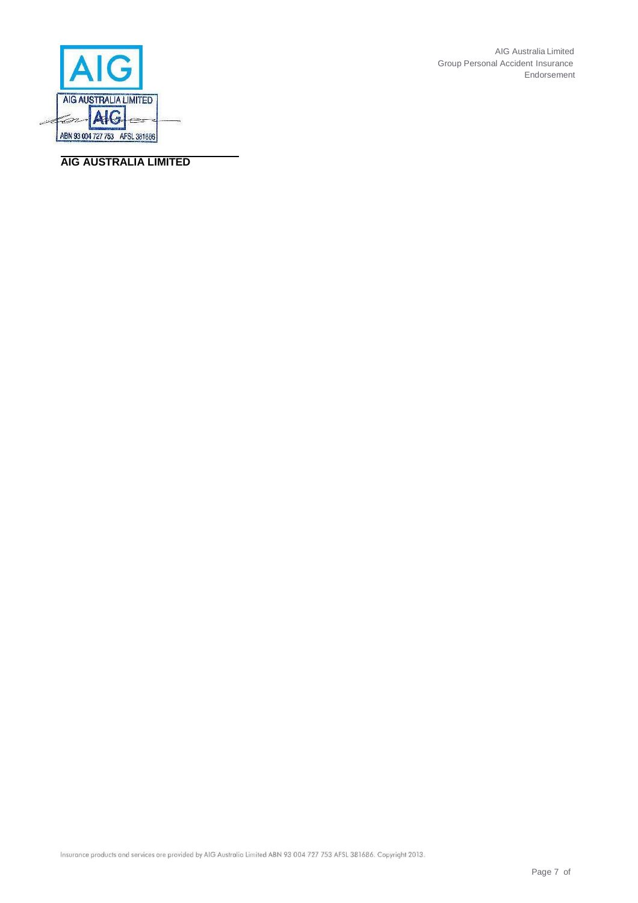AIG AUSTRALIA LIMITED

ABN 93 004 727 753 AFSL 381686

**AIG AUSTRALIA LIMITED**

Insurance products and services are provided by AIG Australia Limited ABN 93 004 727 753 AFSL 381686. Copyright 2013.